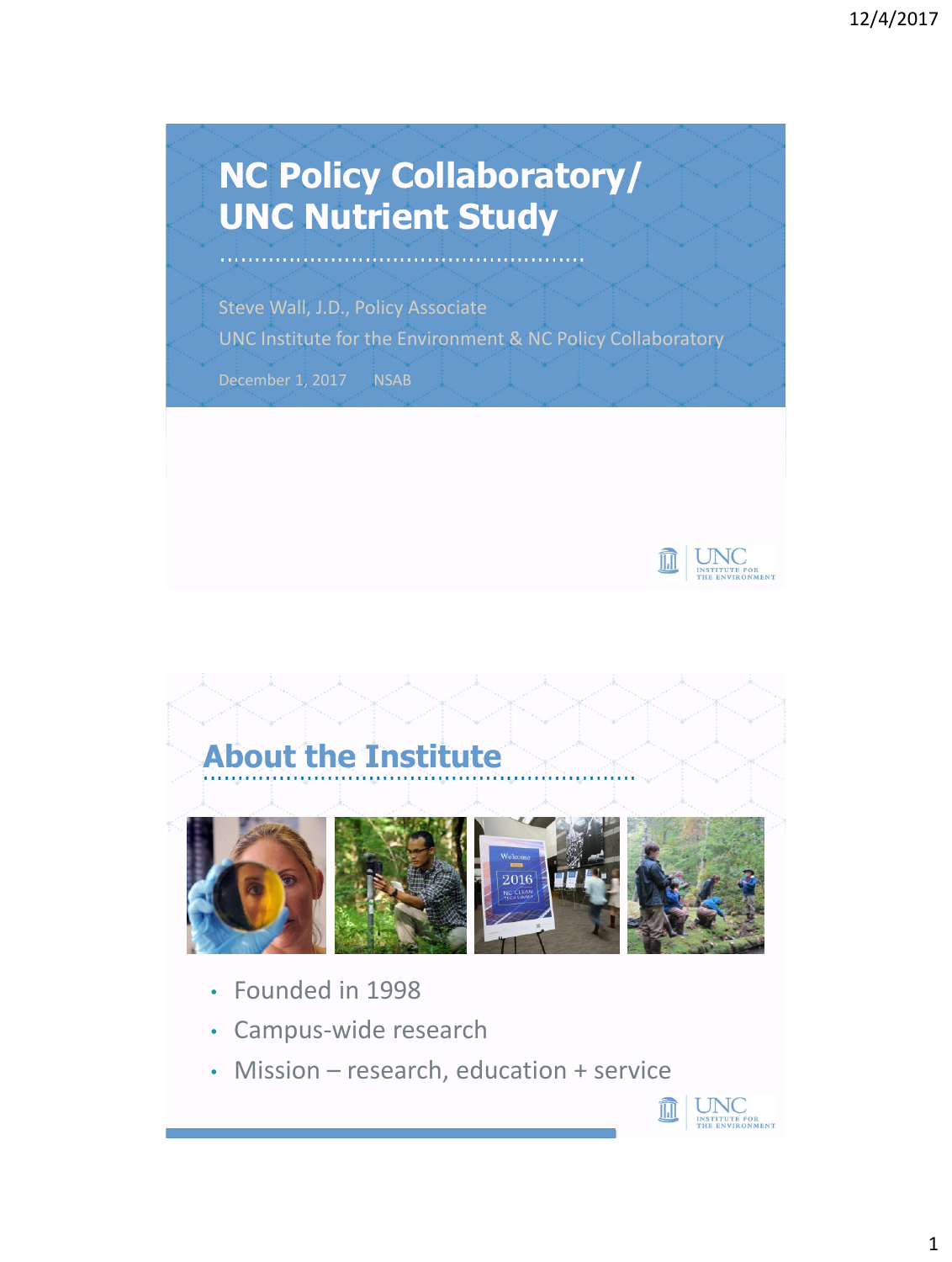# NC Policy Collaboratory/ UNC Nutrient Study

Steve Wall, J.D., Policy Associate

UNC Institute for the Environment & NC Policy Collaboratory

December 1, 2017 NSAB

## About the Institute

- Founded in 1998
- Campus-wide research
- Mission – research, education + service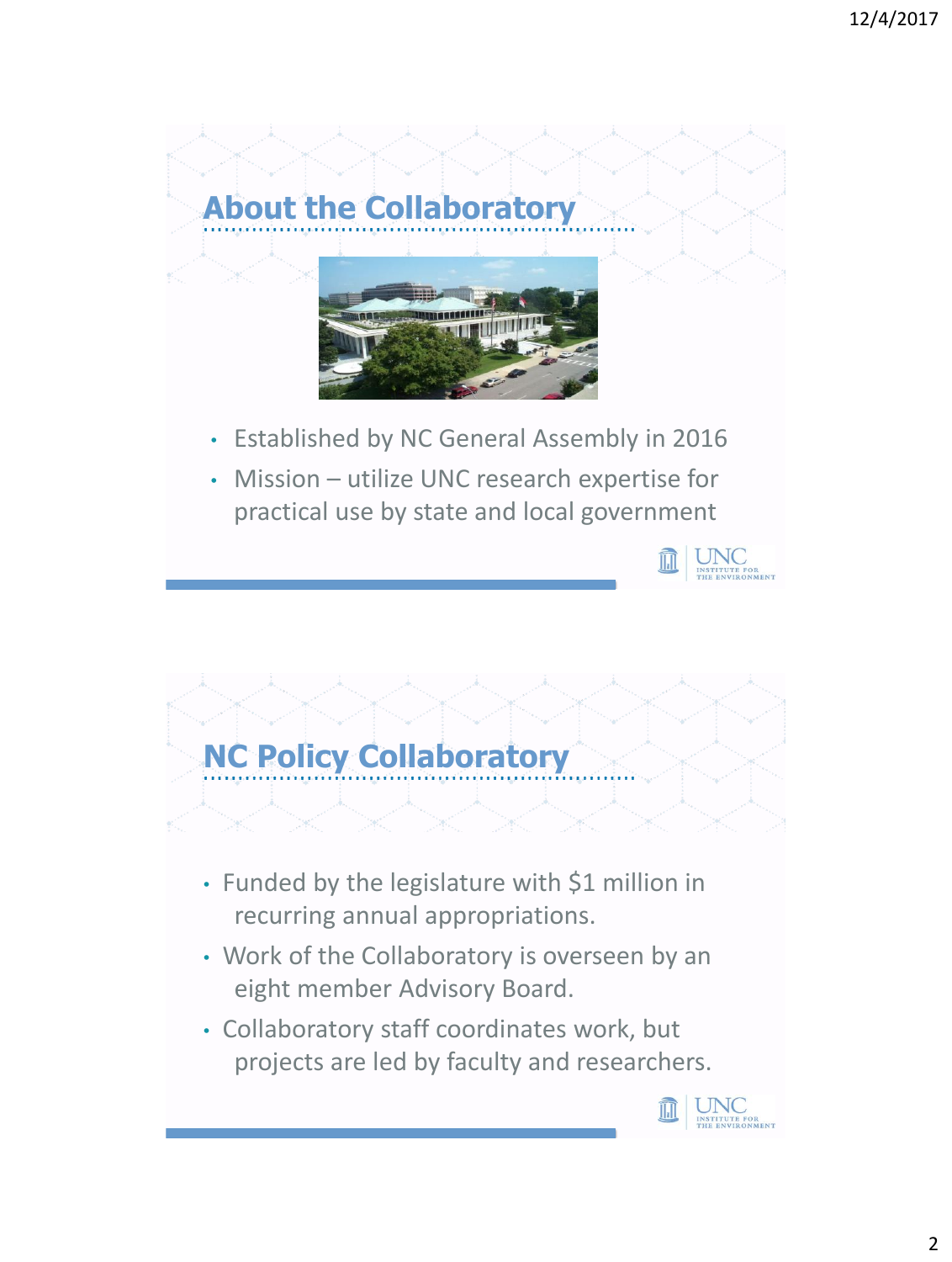## About the Collaboratory

- Established by NC General Assembly in 2016
- Mission – utilize UNC research expertise for practical use by state and local government

## NC Policy Collaboratory

- Funded by the legislature with $1 million in recurring annual appropriations.
- Work of the Collaboratory is overseen by an eight member Advisory Board.
- Collaboratory staff coordinates work, but projects are led by faculty and researchers.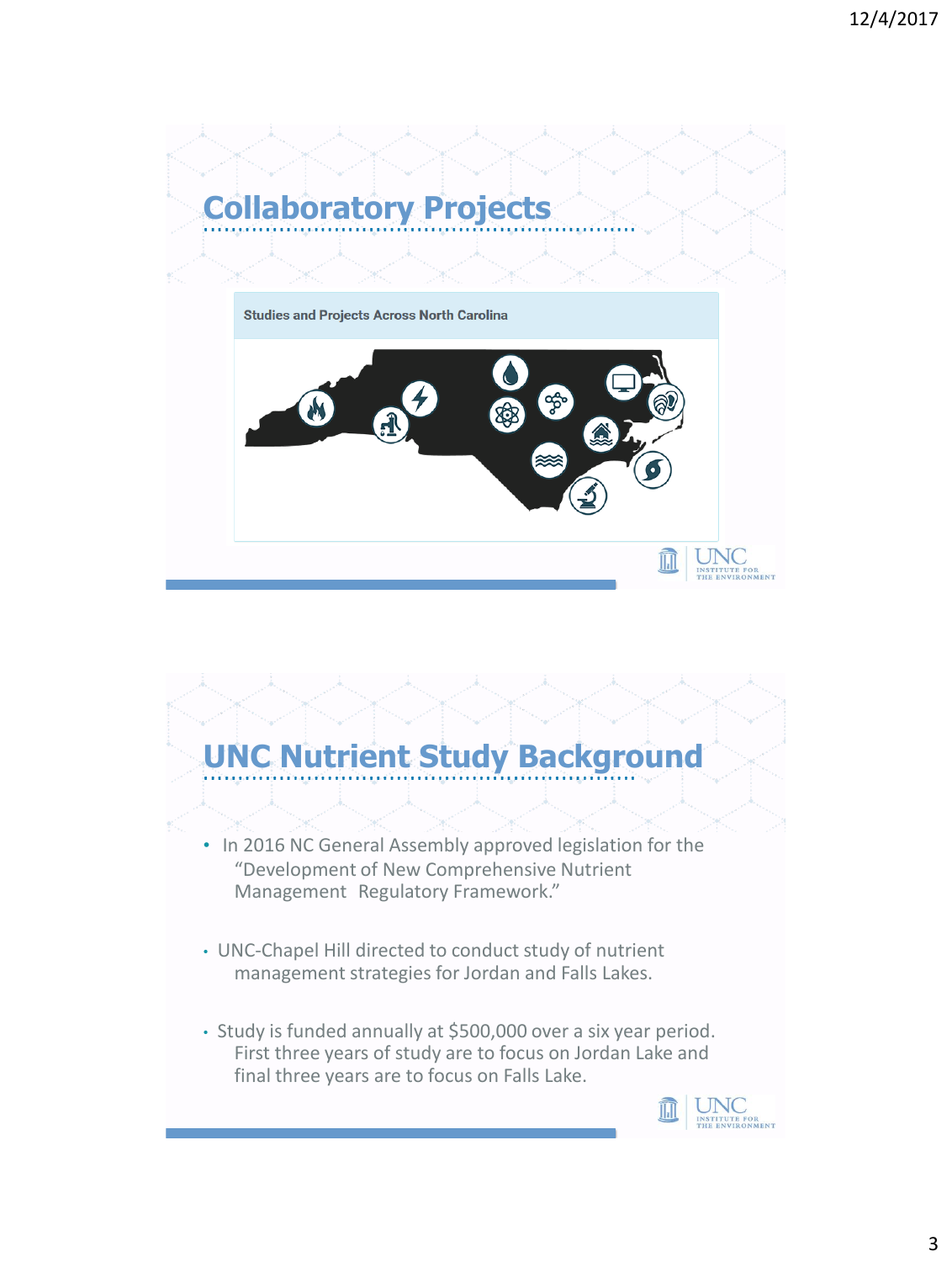## Collaboratory Projects

Studies and Projects Across North Carolina

## UNC Nutrient Study Background

- In 2016 NC General Assembly approved legislation for the "Development of New Comprehensive Nutrient Management Regulatory Framework."
- UNC-Chapel Hill directed to conduct study of nutrient management strategies for Jordan and Falls Lakes.
- Study is funded annually at $500,000 over a six year period. First three years of study are to focus on Jordan Lake and final three years are to focus on Falls Lake.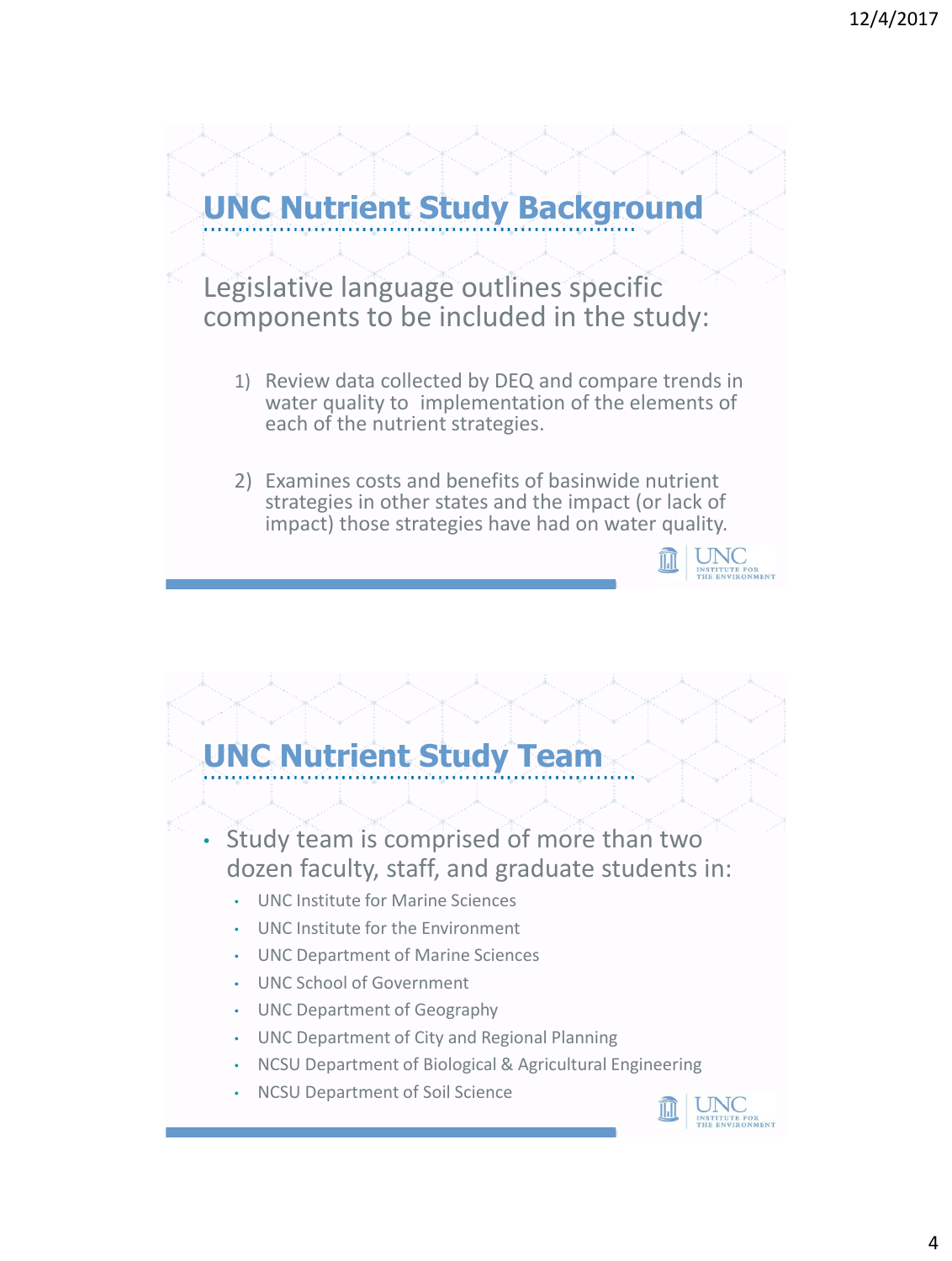## UNC Nutrient Study Background

Legislative language outlines specific components to be included in the study:

1) Review data collected by DEQ and compare trends in water quality to implementation of the elements of each of the nutrient strategies.

2) Examines costs and benefits of basinwide nutrient strategies in other states and the impact (or lack of impact) those strategies have had on water quality.

## UNC Nutrient Study Team

- Study team is comprised of more than two dozen faculty, staff, and graduate students in:
  - UNC Institute for Marine Sciences
  - UNC Institute for the Environment
  - UNC Department of Marine Sciences
  - UNC School of Government
  - UNC Department of Geography
  - UNC Department of City and Regional Planning
  - NCSU Department of Biological & Agricultural Engineering
  - NCSU Department of Soil Science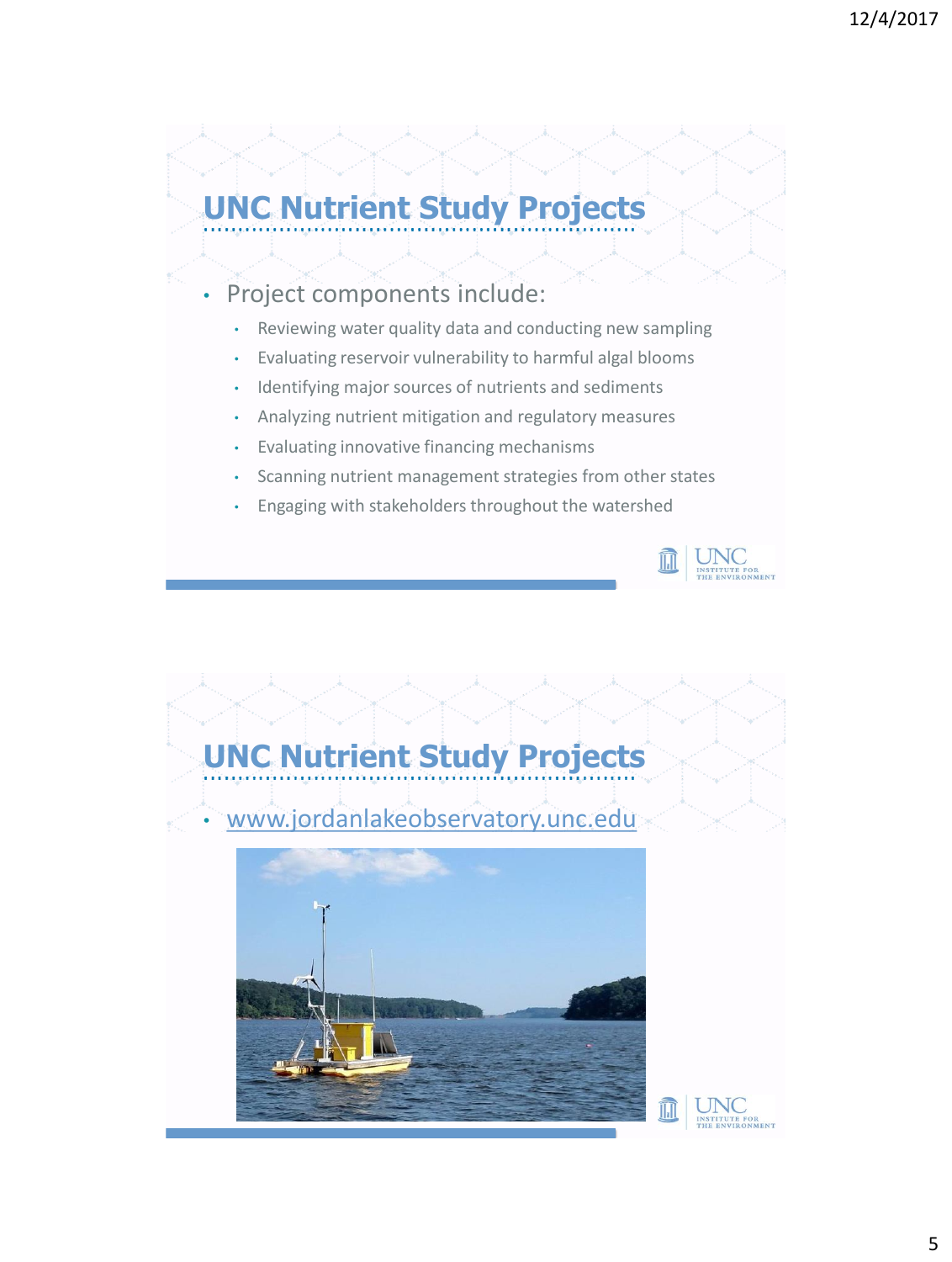## UNC Nutrient Study Projects

- Project components include:
  - Reviewing water quality data and conducting new sampling
  - Evaluating reservoir vulnerability to harmful algal blooms
  - Identifying major sources of nutrients and sediments
  - Analyzing nutrient mitigation and regulatory measures
  - Evaluating innovative financing mechanisms
  - Scanning nutrient management strategies from other states
  - Engaging with stakeholders throughout the watershed

## UNC Nutrient Study Projects

- www.jordanlakeobservatory.unc.edu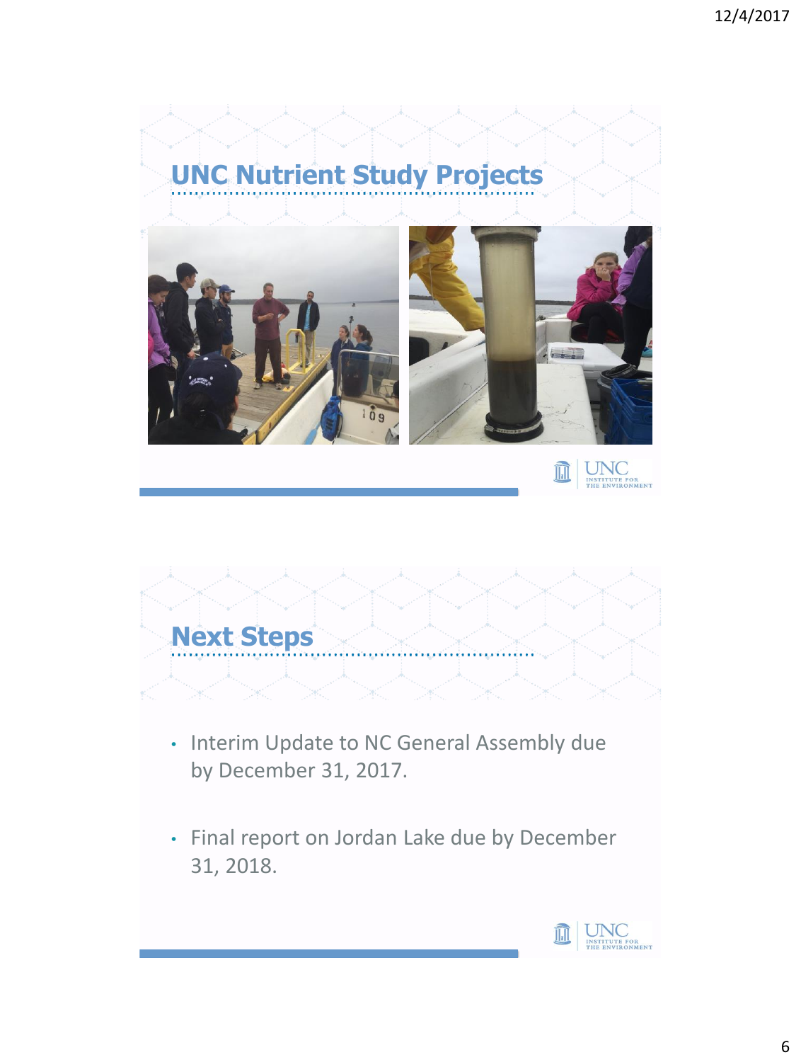## UNC Nutrient Study Projects

## Next Steps

- Interim Update to NC General Assembly due by December 31, 2017.
- Final report on Jordan Lake due by December 31, 2018.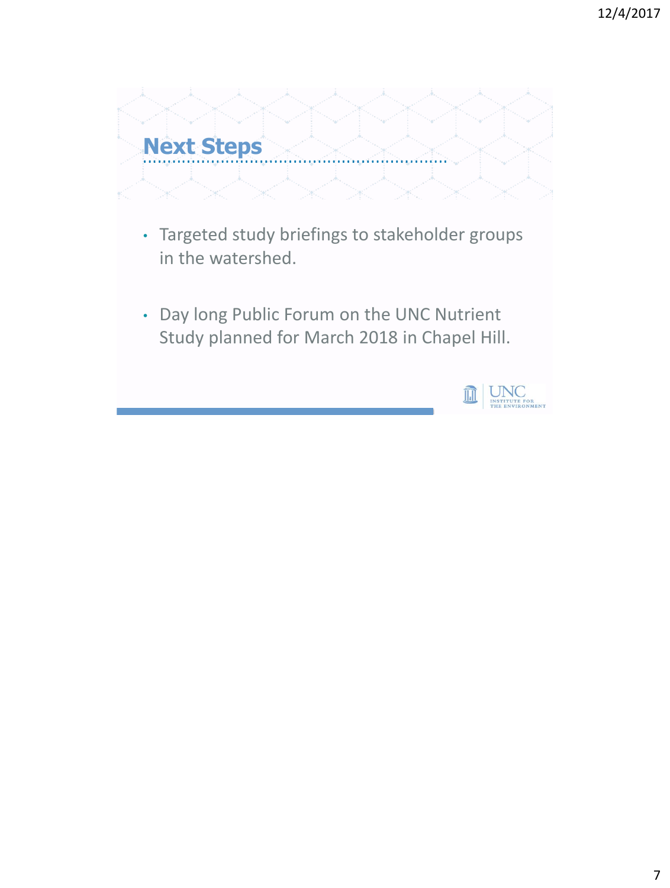## Next Steps

- Targeted study briefings to stakeholder groups in the watershed.
- Day long Public Forum on the UNC Nutrient Study planned for March 2018 in Chapel Hill.

UNC INSTITUTE FOR THE ENVIRONMENT